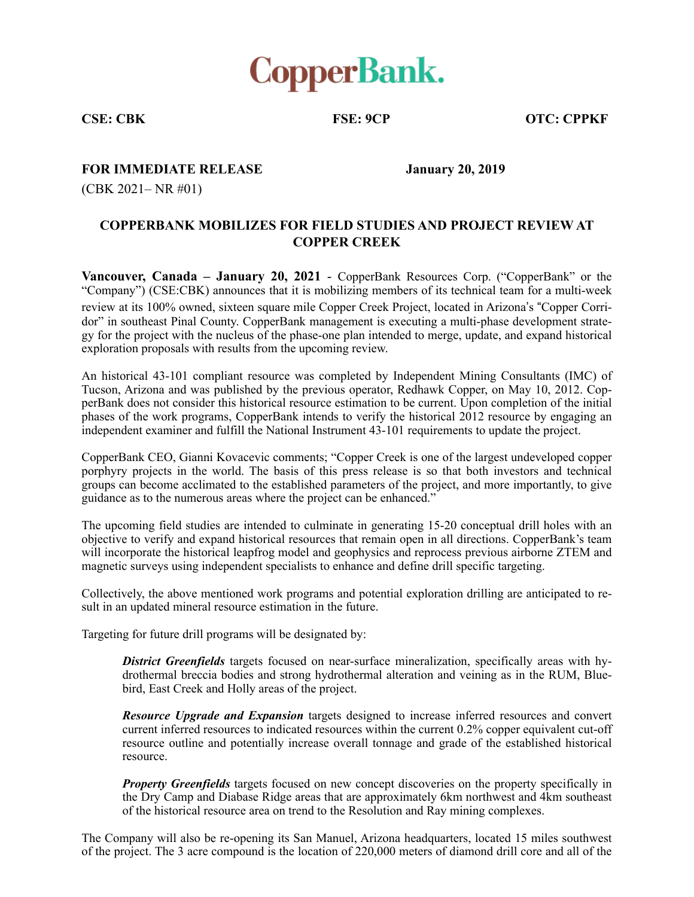# CopperBank.

**CSE: CBK** **FSE: 9CP** **OTC: CPPKF**

**FOR IMMEDIATE RELEASE** **January 20, 2019**

(CBK 2021– NR #01)

## COPPERBANK MOBILIZES FOR FIELD STUDIES AND PROJECT REVIEW AT COPPER CREEK

**Vancouver, Canada – January 20, 2021** - CopperBank Resources Corp. ("CopperBank" or the "Company") (CSE:CBK) announces that it is mobilizing members of its technical team for a multi-week review at its 100% owned, sixteen square mile Copper Creek Project, located in Arizona's "Copper Corridor" in southeast Pinal County. CopperBank management is executing a multi-phase development strategy for the project with the nucleus of the phase-one plan intended to merge, update, and expand historical exploration proposals with results from the upcoming review.

An historical 43-101 compliant resource was completed by Independent Mining Consultants (IMC) of Tucson, Arizona and was published by the previous operator, Redhawk Copper, on May 10, 2012. CopperBank does not consider this historical resource estimation to be current. Upon completion of the initial phases of the work programs, CopperBank intends to verify the historical 2012 resource by engaging an independent examiner and fulfill the National Instrument 43-101 requirements to update the project.

CopperBank CEO, Gianni Kovacevic comments; "Copper Creek is one of the largest undeveloped copper porphyry projects in the world. The basis of this press release is so that both investors and technical groups can become acclimated to the established parameters of the project, and more importantly, to give guidance as to the numerous areas where the project can be enhanced."

The upcoming field studies are intended to culminate in generating 15-20 conceptual drill holes with an objective to verify and expand historical resources that remain open in all directions. CopperBank's team will incorporate the historical leapfrog model and geophysics and reprocess previous airborne ZTEM and magnetic surveys using independent specialists to enhance and define drill specific targeting.

Collectively, the above mentioned work programs and potential exploration drilling are anticipated to result in an updated mineral resource estimation in the future.

Targeting for future drill programs will be designated by:

> ***District Greenfields*** targets focused on near-surface mineralization, specifically areas with hydrothermal breccia bodies and strong hydrothermal alteration and veining as in the RUM, Bluebird, East Creek and Holly areas of the project.
>
> ***Resource Upgrade and Expansion*** targets designed to increase inferred resources and convert current inferred resources to indicated resources within the current 0.2% copper equivalent cut-off resource outline and potentially increase overall tonnage and grade of the established historical resource.
>
> ***Property Greenfields*** targets focused on new concept discoveries on the property specifically in the Dry Camp and Diabase Ridge areas that are approximately 6km northwest and 4km southeast of the historical resource area on trend to the Resolution and Ray mining complexes.

The Company will also be re-opening its San Manuel, Arizona headquarters, located 15 miles southwest of the project. The 3 acre compound is the location of 220,000 meters of diamond drill core and all of the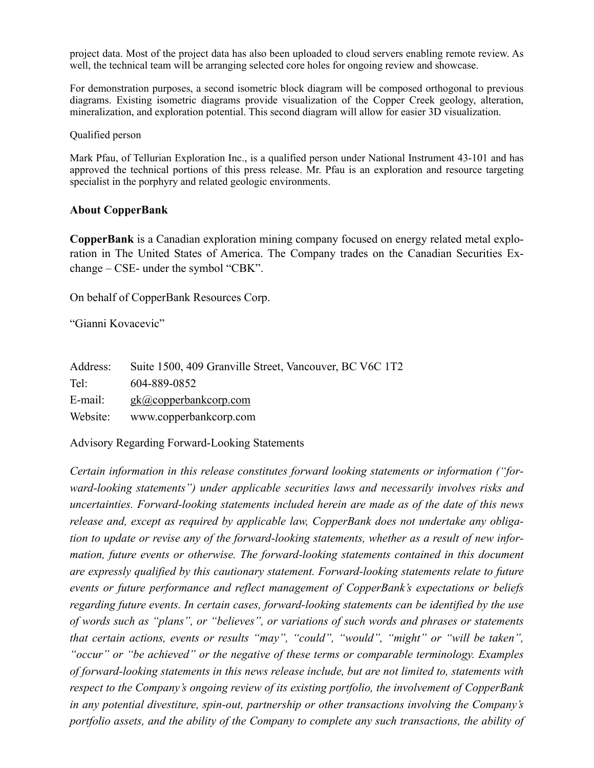project data. Most of the project data has also been uploaded to cloud servers enabling remote review. As well, the technical team will be arranging selected core holes for ongoing review and showcase.

For demonstration purposes, a second isometric block diagram will be composed orthogonal to previous diagrams. Existing isometric diagrams provide visualization of the Copper Creek geology, alteration, mineralization, and exploration potential. This second diagram will allow for easier 3D visualization.

Qualified person

Mark Pfau, of Tellurian Exploration Inc., is a qualified person under National Instrument 43-101 and has approved the technical portions of this press release. Mr. Pfau is an exploration and resource targeting specialist in the porphyry and related geologic environments.

**About CopperBank**

**CopperBank** is a Canadian exploration mining company focused on energy related metal exploration in The United States of America. The Company trades on the Canadian Securities Exchange – CSE- under the symbol "CBK".

On behalf of CopperBank Resources Corp.

"Gianni Kovacevic"

| | |
|---|---|
| Address: | Suite 1500, 409 Granville Street, Vancouver, BC V6C 1T2 |
| Tel: | 604-889-0852 |
| E-mail: | gk@copperbankcorp.com |
| Website: | www.copperbankcorp.com |

Advisory Regarding Forward-Looking Statements

*Certain information in this release constitutes forward looking statements or information ("forward-looking statements") under applicable securities laws and necessarily involves risks and uncertainties. Forward-looking statements included herein are made as of the date of this news release and, except as required by applicable law, CopperBank does not undertake any obligation to update or revise any of the forward-looking statements, whether as a result of new information, future events or otherwise. The forward-looking statements contained in this document are expressly qualified by this cautionary statement. Forward-looking statements relate to future events or future performance and reflect management of CopperBank's expectations or beliefs regarding future events. In certain cases, forward-looking statements can be identified by the use of words such as "plans", or "believes", or variations of such words and phrases or statements that certain actions, events or results "may", "could", "would", "might" or "will be taken", "occur" or "be achieved" or the negative of these terms or comparable terminology. Examples of forward-looking statements in this news release include, but are not limited to, statements with respect to the Company's ongoing review of its existing portfolio, the involvement of CopperBank in any potential divestiture, spin-out, partnership or other transactions involving the Company's portfolio assets, and the ability of the Company to complete any such transactions, the ability of*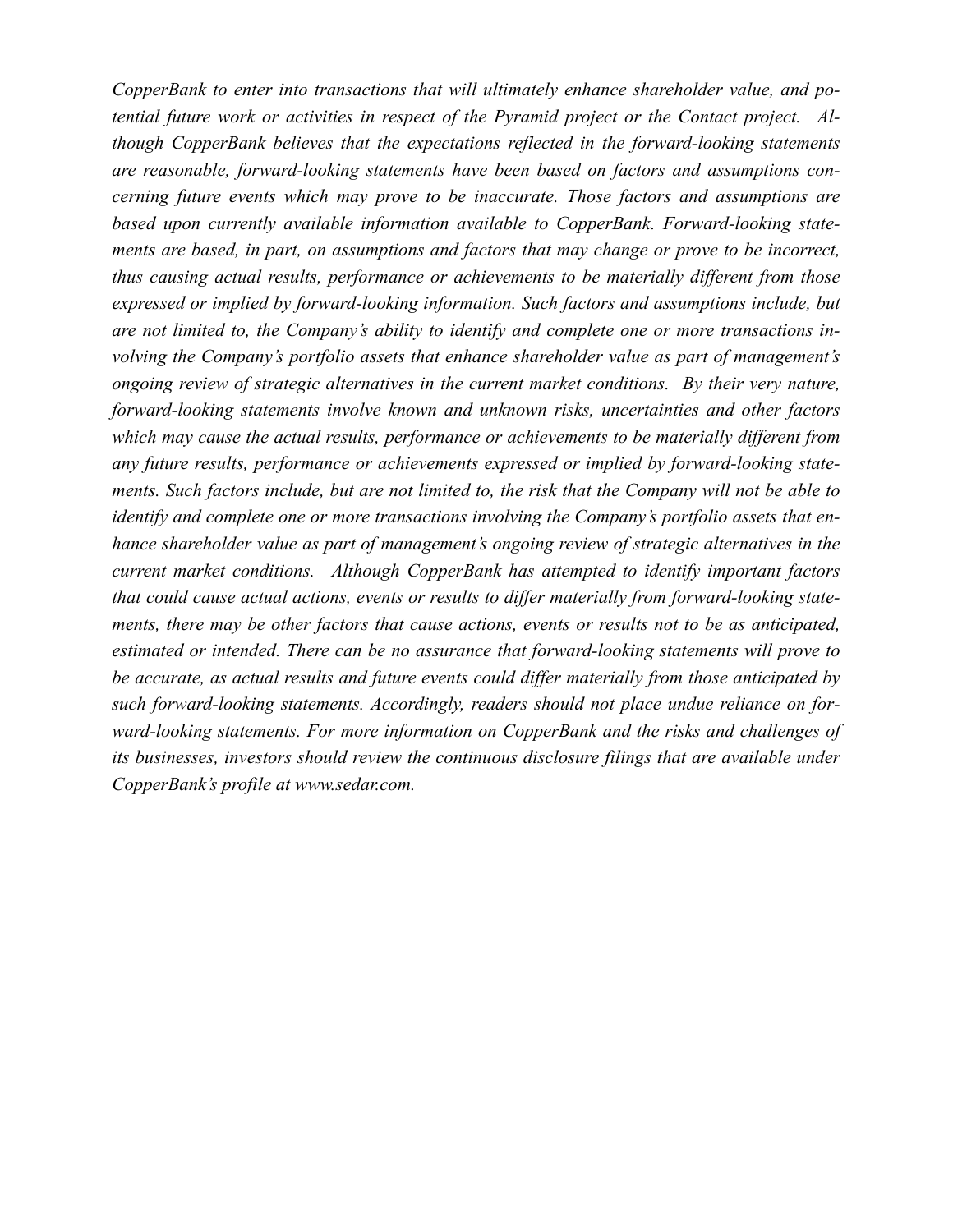*CopperBank to enter into transactions that will ultimately enhance shareholder value, and potential future work or activities in respect of the Pyramid project or the Contact project. Although CopperBank believes that the expectations reflected in the forward-looking statements are reasonable, forward-looking statements have been based on factors and assumptions concerning future events which may prove to be inaccurate. Those factors and assumptions are based upon currently available information available to CopperBank. Forward-looking statements are based, in part, on assumptions and factors that may change or prove to be incorrect, thus causing actual results, performance or achievements to be materially different from those expressed or implied by forward-looking information. Such factors and assumptions include, but are not limited to, the Company's ability to identify and complete one or more transactions involving the Company's portfolio assets that enhance shareholder value as part of management's ongoing review of strategic alternatives in the current market conditions. By their very nature, forward-looking statements involve known and unknown risks, uncertainties and other factors which may cause the actual results, performance or achievements to be materially different from any future results, performance or achievements expressed or implied by forward-looking statements. Such factors include, but are not limited to, the risk that the Company will not be able to identify and complete one or more transactions involving the Company's portfolio assets that enhance shareholder value as part of management's ongoing review of strategic alternatives in the current market conditions. Although CopperBank has attempted to identify important factors that could cause actual actions, events or results to differ materially from forward-looking statements, there may be other factors that cause actions, events or results not to be as anticipated, estimated or intended. There can be no assurance that forward-looking statements will prove to be accurate, as actual results and future events could differ materially from those anticipated by such forward-looking statements. Accordingly, readers should not place undue reliance on forward-looking statements. For more information on CopperBank and the risks and challenges of its businesses, investors should review the continuous disclosure filings that are available under CopperBank's profile at www.sedar.com.*